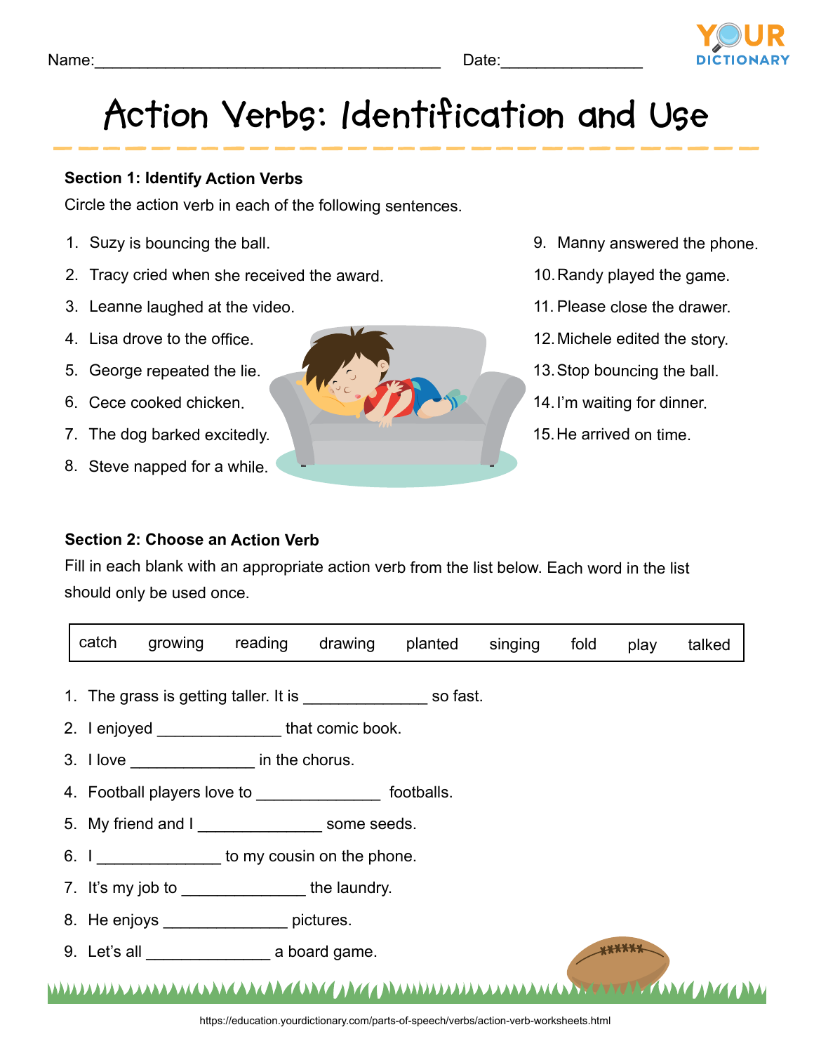Name:______________________________________ Date:_______________

# Action Verbs: Identification and Use

### Section 1: Identify Action Verbs

Circle the action verb in each of the following sentences.

1. Suzy is bouncing the ball.
2. Tracy cried when she received the award.
3. Leanne laughed at the video.
4. Lisa drove to the office.
5. George repeated the lie.
6. Cece cooked chicken.
7. The dog barked excitedly.
8. Steve napped for a while.
9. Manny answered the phone.
10. Randy played the game.
11. Please close the drawer.
12. Michele edited the story.
13. Stop bouncing the ball.
14. I'm waiting for dinner.
15. He arrived on time.

### Section 2: Choose an Action Verb

Fill in each blank with an appropriate action verb from the list below. Each word in the list should only be used once.

| catch | growing | reading | drawing | planted | singing | fold | play | talked |
|---|---|---|---|---|---|---|---|---|

1. The grass is getting taller. It is ______________ so fast.
2. I enjoyed ______________ that comic book.
3. I love ______________ in the chorus.
4. Football players love to ______________ footballs.
5. My friend and I ______________ some seeds.
6. I ______________ to my cousin on the phone.
7. It's my job to ______________ the laundry.
8. He enjoys ______________ pictures.
9. Let's all ______________ a board game.

https://education.yourdictionary.com/parts-of-speech/verbs/action-verb-worksheets.html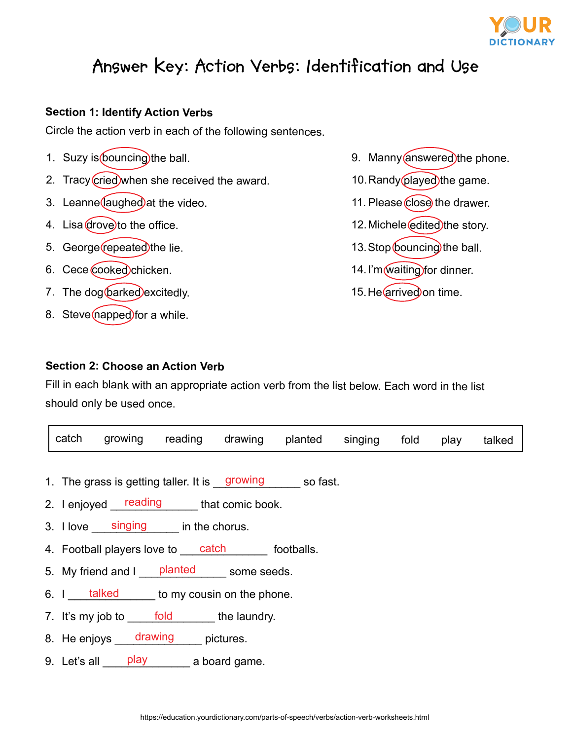# Answer Key: Action Verbs: Identification and Use

**Section 1: Identify Action Verbs**

Circle the action verb in each of the following sentences.

1. Suzy is (bouncing) the ball.
2. Tracy (cried) when she received the award.
3. Leanne (laughed) at the video.
4. Lisa (drove) to the office.
5. George (repeated) the lie.
6. Cece (cooked) chicken.
7. The dog (barked) excitedly.
8. Steve (napped) for a while.
9. Manny (answered) the phone.
10. Randy (played) the game.
11. Please (close) the drawer.
12. Michele (edited) the story.
13. Stop (bouncing) the ball.
14. I'm (waiting) for dinner.
15. He (arrived) on time.

**Section 2: Choose an Action Verb**

Fill in each blank with an appropriate action verb from the list below. Each word in the list should only be used once.

| | | | | | | | | |
|---|---|---|---|---|---|---|---|---|
| catch | growing | reading | drawing | planted | singing | fold | play | talked |

1. The grass is getting taller. It is ___growing___ so fast.
2. I enjoyed ___reading___ that comic book.
3. I love ___singing___ in the chorus.
4. Football players love to ___catch___ footballs.
5. My friend and I ___planted___ some seeds.
6. I ___talked___ to my cousin on the phone.
7. It's my job to ___fold___ the laundry.
8. He enjoys ___drawing___ pictures.
9. Let's all ___play___ a board game.